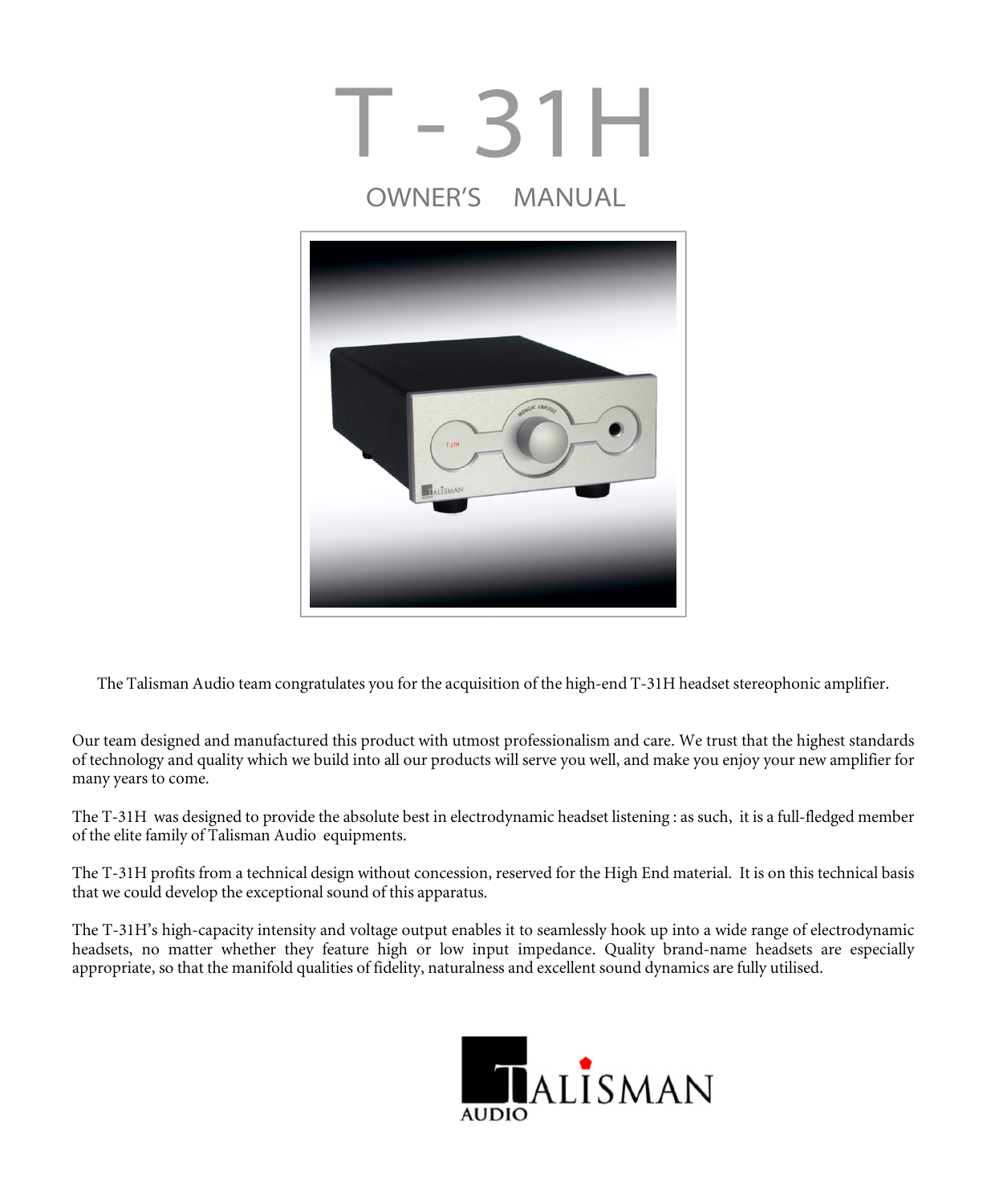# T - 31H

## OWNER'S MANUAL

The Talisman Audio team congratulates you for the acquisition of the high-end T-31H headset stereophonic amplifier.

Our team designed and manufactured this product with utmost professionalism and care. We trust that the highest standards of technology and quality which we build into all our products will serve you well, and make you enjoy your new amplifier for many years to come.

The T-31H was designed to provide the absolute best in electrodynamic headset listening : as such, it is a full-fledged member of the elite family of Talisman Audio equipments.

The T-31H profits from a technical design without concession, reserved for the High End material. It is on this technical basis that we could develop the exceptional sound of this apparatus.

The T-31H's high-capacity intensity and voltage output enables it to seamlessly hook up into a wide range of electrodynamic headsets, no matter whether they feature high or low input impedance. Quality brand-name headsets are especially appropriate, so that the manifold qualities of fidelity, naturalness and excellent sound dynamics are fully utilised.

TALISMAN AUDIO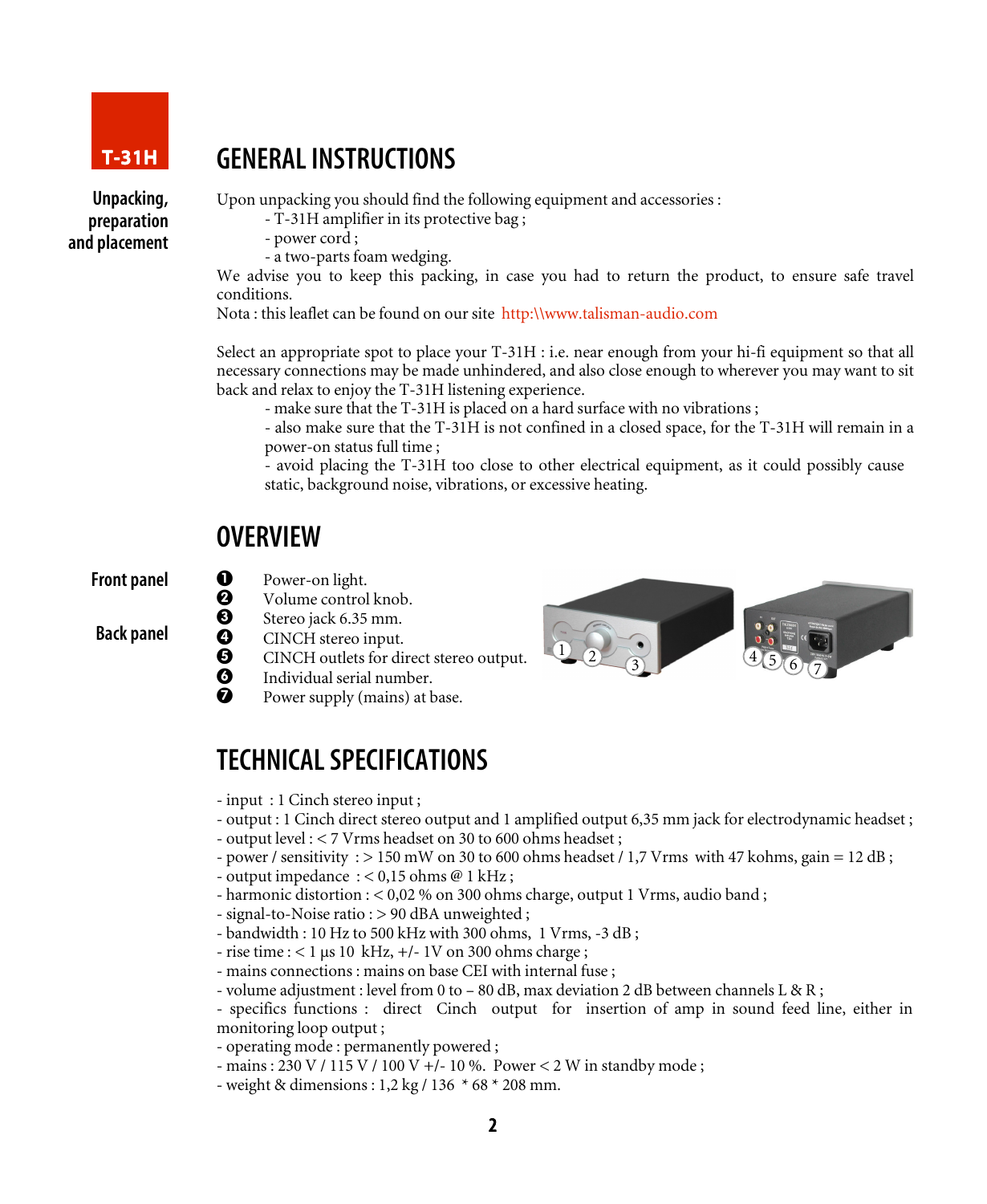T-31H

# GENERAL INSTRUCTIONS

**Unpacking, preparation and placement**

Upon unpacking you should find the following equipment and accessories :

- T-31H amplifier in its protective bag ;
- power cord ;
- a two-parts foam wedging.

We advise you to keep this packing, in case you had to return the product, to ensure safe travel conditions.

Nota : this leaflet can be found on our site http:\\www.talisman-audio.com

Select an appropriate spot to place your T-31H : i.e. near enough from your hi-fi equipment so that all necessary connections may be made unhindered, and also close enough to wherever you may want to sit back and relax to enjoy the T-31H listening experience.

- make sure that the T-31H is placed on a hard surface with no vibrations ;
- also make sure that the T-31H is not confined in a closed space, for the T-31H will remain in a power-on status full time ;
- avoid placing the T-31H too close to other electrical equipment, as it could possibly cause static, background noise, vibrations, or excessive heating.

# OVERVIEW

**Front panel**

❶ Power-on light.
❷ Volume control knob.
❸ Stereo jack 6.35 mm.

**Back panel**

❹ CINCH stereo input.
❺ CINCH outlets for direct stereo output.
❻ Individual serial number.
❼ Power supply (mains) at base.

# TECHNICAL SPECIFICATIONS

- input : 1 Cinch stereo input ;
- output : 1 Cinch direct stereo output and 1 amplified output 6,35 mm jack for electrodynamic headset ;
- output level : < 7 Vrms headset on 30 to 600 ohms headset ;
- power / sensitivity : > 150 mW on 30 to 600 ohms headset / 1,7 Vrms with 47 kohms, gain = 12 dB ;
- output impedance : < 0,15 ohms @ 1 kHz ;
- harmonic distortion : < 0,02 % on 300 ohms charge, output 1 Vrms, audio band ;
- signal-to-Noise ratio : > 90 dBA unweighted ;
- bandwidth : 10 Hz to 500 kHz with 300 ohms, 1 Vrms, -3 dB ;
- rise time : < 1 µs 10 kHz, +/- 1V on 300 ohms charge ;
- mains connections : mains on base CEI with internal fuse ;
- volume adjustment : level from 0 to – 80 dB, max deviation 2 dB between channels L & R ;
- specifics functions : direct Cinch output for insertion of amp in sound feed line, either in monitoring loop output ;
- operating mode : permanently powered ;
- mains : 230 V / 115 V / 100 V +/- 10 %. Power < 2 W in standby mode ;
- weight & dimensions : 1,2 kg / 136 * 68 * 208 mm.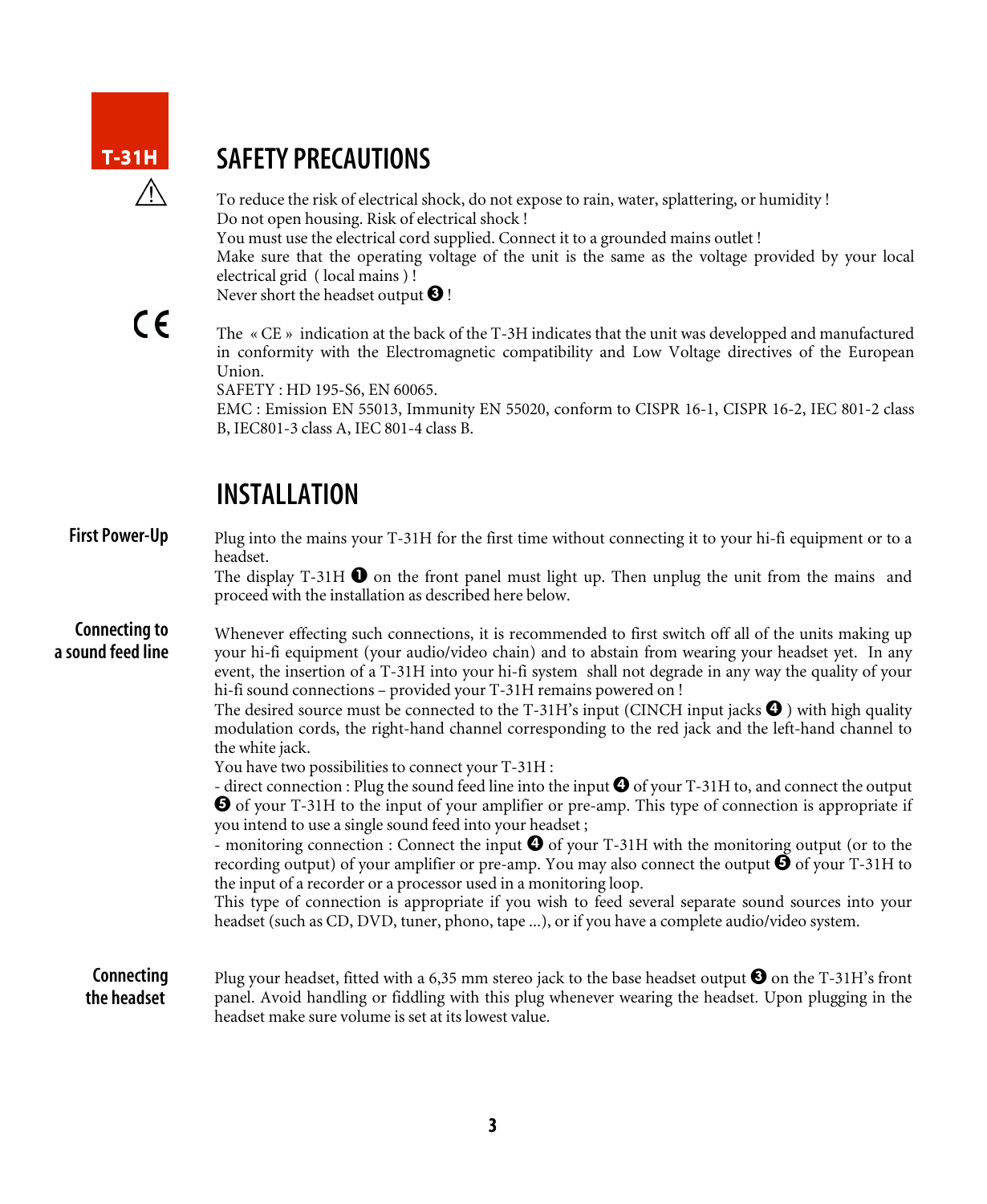T-31H

## SAFETY PRECAUTIONS

To reduce the risk of electrical shock, do not expose to rain, water, splattering, or humidity !
Do not open housing. Risk of electrical shock !
You must use the electrical cord supplied. Connect it to a grounded mains outlet !
Make sure that the operating voltage of the unit is the same as the voltage provided by your local electrical grid ( local mains ) !
Never short the headset output ❸ !

The « CE » indication at the back of the T-3H indicates that the unit was developped and manufactured in conformity with the Electromagnetic compatibility and Low Voltage directives of the European Union.
SAFETY : HD 195-S6, EN 60065.
EMC : Emission EN 55013, Immunity EN 55020, conform to CISPR 16-1, CISPR 16-2, IEC 801-2 class B, IEC801-3 class A, IEC 801-4 class B.

## INSTALLATION

**First Power-Up**

Plug into the mains your T-31H for the first time without connecting it to your hi-fi equipment or to a headset.
The display T-31H ❶ on the front panel must light up. Then unplug the unit from the mains and proceed with the installation as described here below.

**Connecting to a sound feed line**

Whenever effecting such connections, it is recommended to first switch off all of the units making up your hi-fi equipment (your audio/video chain) and to abstain from wearing your headset yet. In any event, the insertion of a T-31H into your hi-fi system shall not degrade in any way the quality of your hi-fi sound connections – provided your T-31H remains powered on !
The desired source must be connected to the T-31H's input (CINCH input jacks ❹ ) with high quality modulation cords, the right-hand channel corresponding to the red jack and the left-hand channel to the white jack.
You have two possibilities to connect your T-31H :
- direct connection : Plug the sound feed line into the input ❹ of your T-31H to, and connect the output ❺ of your T-31H to the input of your amplifier or pre-amp. This type of connection is appropriate if you intend to use a single sound feed into your headset ;
- monitoring connection : Connect the input ❹ of your T-31H with the monitoring output (or to the recording output) of your amplifier or pre-amp. You may also connect the output ❺ of your T-31H to the input of a recorder or a processor used in a monitoring loop.
This type of connection is appropriate if you wish to feed several separate sound sources into your headset (such as CD, DVD, tuner, phono, tape ...), or if you have a complete audio/video system.

**Connecting the headset**

Plug your headset, fitted with a 6,35 mm stereo jack to the base headset output ❸ on the T-31H's front panel. Avoid handling or fiddling with this plug whenever wearing the headset. Upon plugging in the headset make sure volume is set at its lowest value.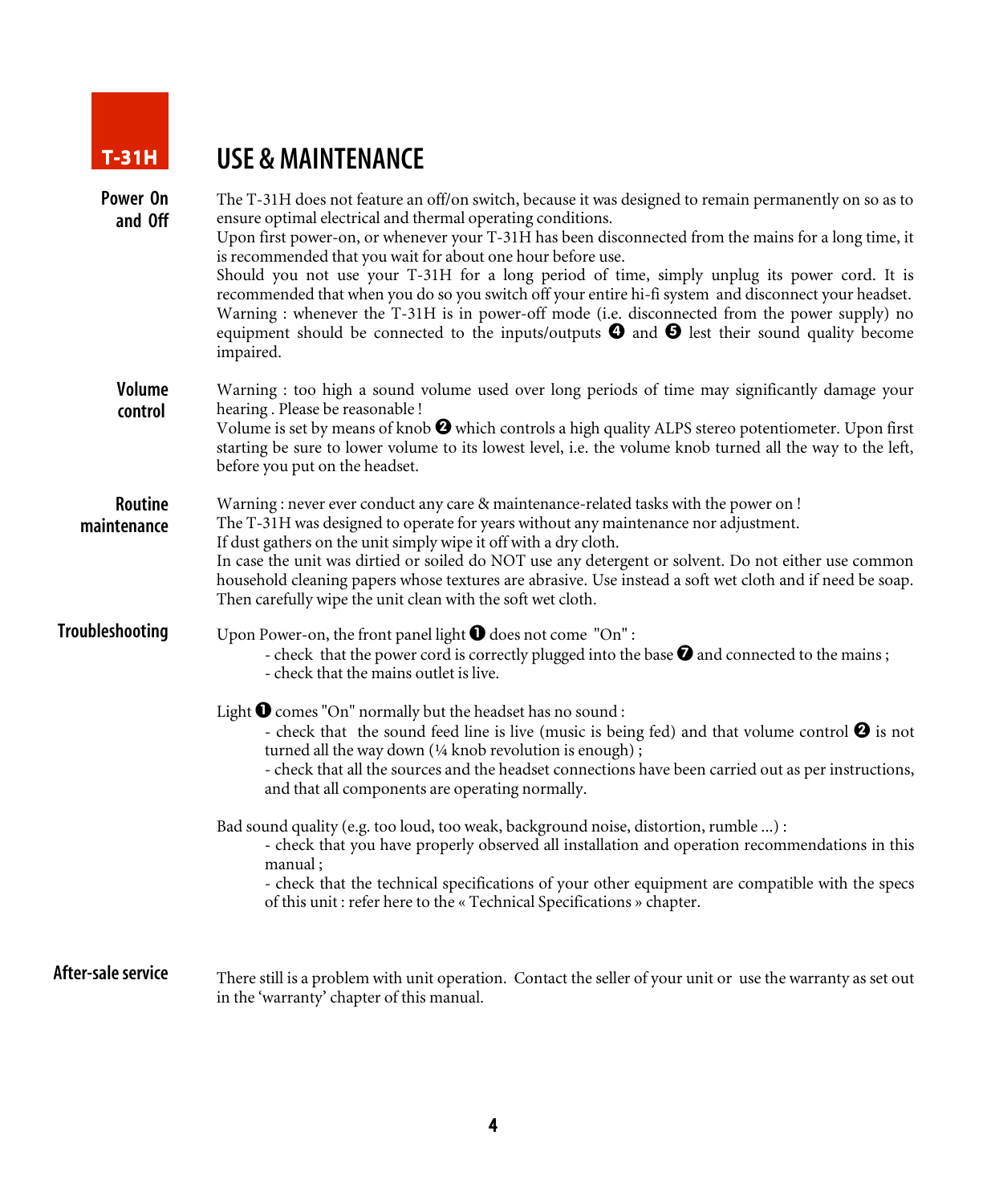T-31H

# USE & MAINTENANCE

### Power On and Off

The T-31H does not feature an off/on switch, because it was designed to remain permanently on so as to ensure optimal electrical and thermal operating conditions.
Upon first power-on, or whenever your T-31H has been disconnected from the mains for a long time, it is recommended that you wait for about one hour before use.
Should you not use your T-31H for a long period of time, simply unplug its power cord. It is recommended that when you do so you switch off your entire hi-fi system and disconnect your headset.
Warning : whenever the T-31H is in power-off mode (i.e. disconnected from the power supply) no equipment should be connected to the inputs/outputs ❹ and ❺ lest their sound quality become impaired.

### Volume control

Warning : too high a sound volume used over long periods of time may significantly damage your hearing . Please be reasonable !
Volume is set by means of knob ❷ which controls a high quality ALPS stereo potentiometer. Upon first starting be sure to lower volume to its lowest level, i.e. the volume knob turned all the way to the left, before you put on the headset.

### Routine maintenance

Warning : never ever conduct any care & maintenance-related tasks with the power on !
The T-31H was designed to operate for years without any maintenance nor adjustment.
If dust gathers on the unit simply wipe it off with a dry cloth.
In case the unit was dirtied or soiled do NOT use any detergent or solvent. Do not either use common household cleaning papers whose textures are abrasive. Use instead a soft wet cloth and if need be soap. Then carefully wipe the unit clean with the soft wet cloth.

### Troubleshooting

Upon Power-on, the front panel light ❶ does not come "On" :
- check that the power cord is correctly plugged into the base ❼ and connected to the mains ;
- check that the mains outlet is live.

Light ❶ comes "On" normally but the headset has no sound :
- check that the sound feed line is live (music is being fed) and that volume control ❷ is not turned all the way down (¼ knob revolution is enough) ;
- check that all the sources and the headset connections have been carried out as per instructions, and that all components are operating normally.

Bad sound quality (e.g. too loud, too weak, background noise, distortion, rumble ...) :
- check that you have properly observed all installation and operation recommendations in this manual ;
- check that the technical specifications of your other equipment are compatible with the specs of this unit : refer here to the « Technical Specifications » chapter.

### After-sale service

There still is a problem with unit operation. Contact the seller of your unit or use the warranty as set out in the 'warranty' chapter of this manual.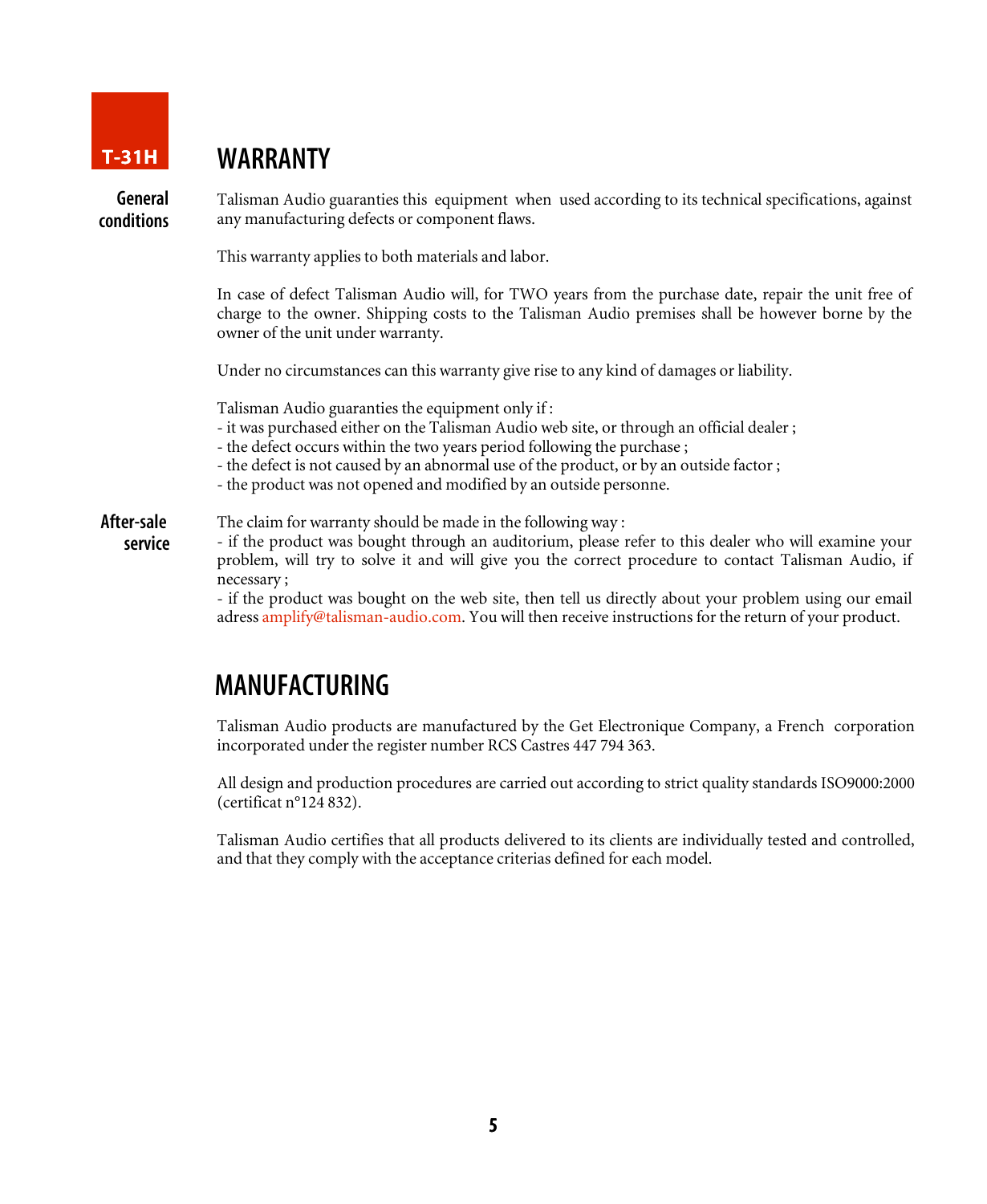T-31H

# WARRANTY

**General conditions**

Talisman Audio guarantees this equipment when used according to its technical specifications, against any manufacturing defects or component flaws.

This warranty applies to both materials and labor.

In case of defect Talisman Audio will, for TWO years from the purchase date, repair the unit free of charge to the owner. Shipping costs to the Talisman Audio premises shall be however borne by the owner of the unit under warranty.

Under no circumstances can this warranty give rise to any kind of damages or liability.

Talisman Audio guarantees the equipment only if :
- it was purchased either on the Talisman Audio web site, or through an official dealer ;
- the defect occurs within the two years period following the purchase ;
- the defect is not caused by an abnormal use of the product, or by an outside factor ;
- the product was not opened and modified by an outside personne.

**After-sale service**

The claim for warranty should be made in the following way :
- if the product was bought through an auditorium, please refer to this dealer who will examine your problem, will try to solve it and will give you the correct procedure to contact Talisman Audio, if necessary ;
- if the product was bought on the web site, then tell us directly about your problem using our email adress amplify@talisman-audio.com. You will then receive instructions for the return of your product.

# MANUFACTURING

Talisman Audio products are manufactured by the Get Electronique Company, a French corporation incorporated under the register number RCS Castres 447 794 363.

All design and production procedures are carried out according to strict quality standards ISO9000:2000 (certificat n°124 832).

Talisman Audio certifies that all products delivered to its clients are individually tested and controlled, and that they comply with the acceptance criterias defined for each model.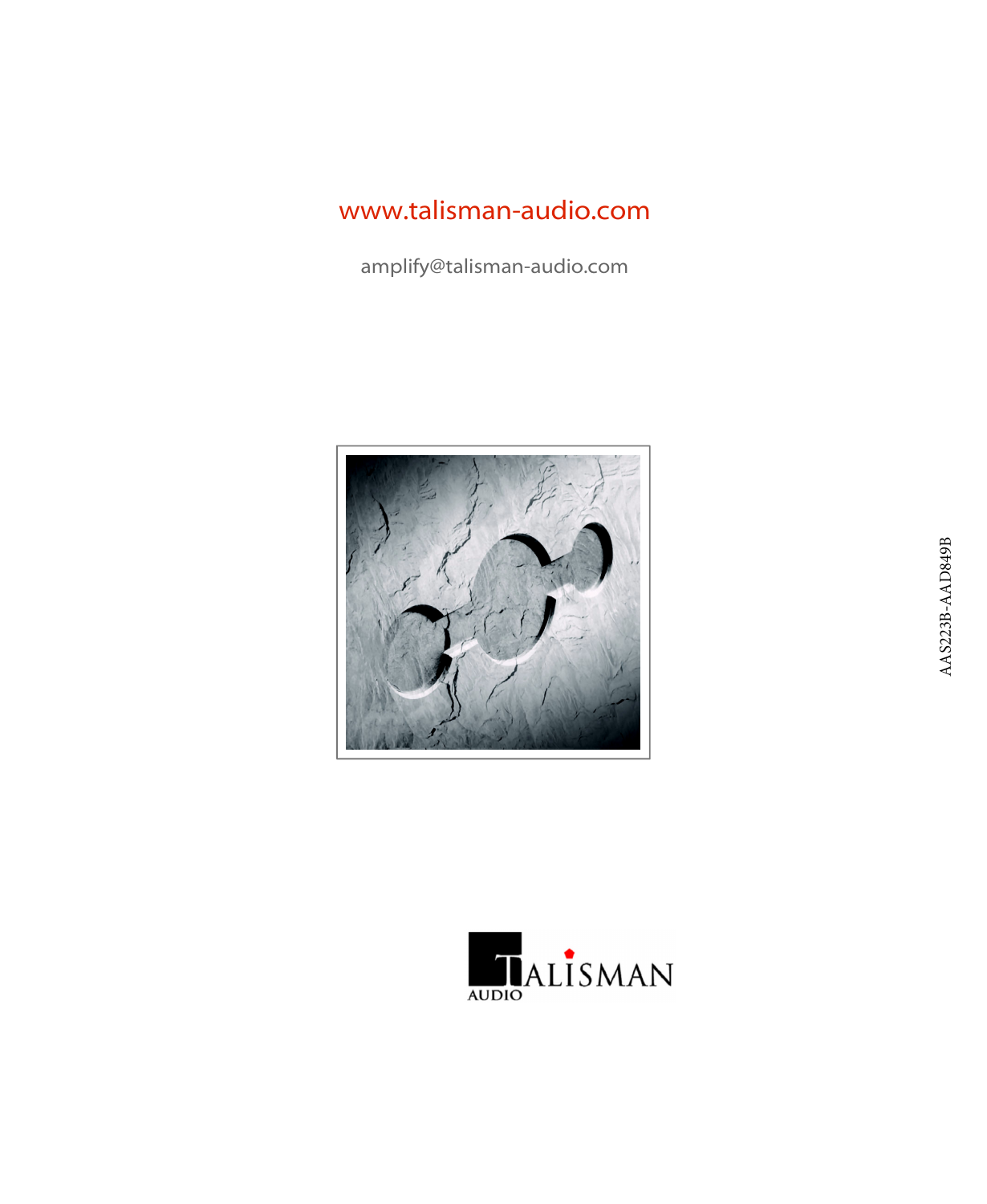www.talisman-audio.com

amplify@talisman-audio.com

AAS223B-AAD849B

TALISMAN AUDIO